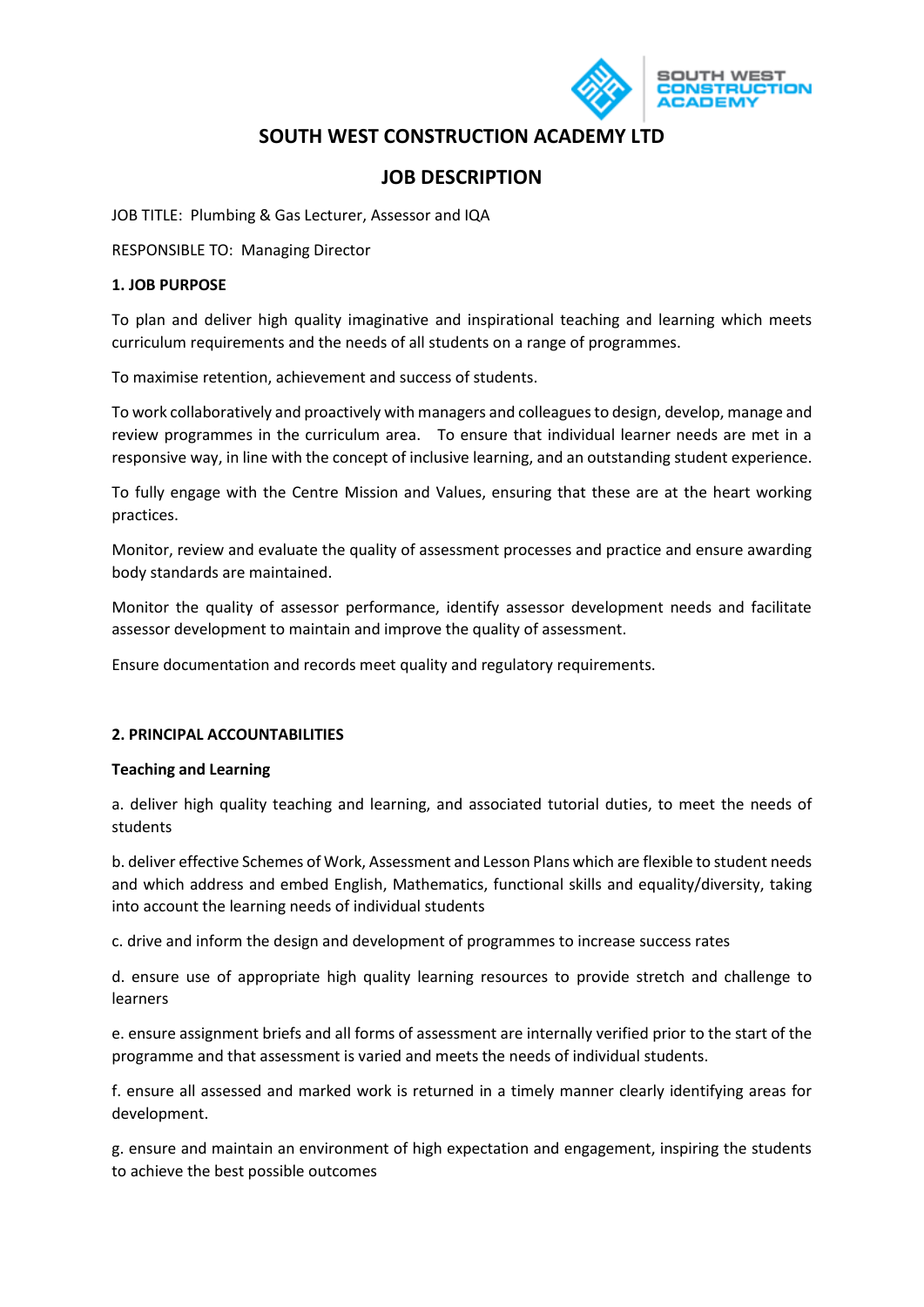# SOUTH WEST CONSTRUCTION ACADEMY LTD

## JOB DESCRIPTION

JOB TITLE: Plumbing & Gas Lecturer, Assessor and IQA

RESPONSIBLE TO: Managing Director

### 1. JOB PURPOSE

To plan and deliver high quality imaginative and inspirational teaching and learning which meets curriculum requirements and the needs of all students on a range of programmes.

To maximise retention, achievement and success of students.

To work collaboratively and proactively with managers and colleagues to design, develop, manage and review programmes in the curriculum area. To ensure that individual learner needs are met in a responsive way, in line with the concept of inclusive learning, and an outstanding student experience.

To fully engage with the Centre Mission and Values, ensuring that these are at the heart working practices.

Monitor, review and evaluate the quality of assessment processes and practice and ensure awarding body standards are maintained.

Monitor the quality of assessor performance, identify assessor development needs and facilitate assessor development to maintain and improve the quality of assessment.

Ensure documentation and records meet quality and regulatory requirements.

### 2. PRINCIPAL ACCOUNTABILITIES

**Teaching and Learning**

a. deliver high quality teaching and learning, and associated tutorial duties, to meet the needs of students

b. deliver effective Schemes of Work, Assessment and Lesson Plans which are flexible to student needs and which address and embed English, Mathematics, functional skills and equality/diversity, taking into account the learning needs of individual students

c. drive and inform the design and development of programmes to increase success rates

d. ensure use of appropriate high quality learning resources to provide stretch and challenge to learners

e. ensure assignment briefs and all forms of assessment are internally verified prior to the start of the programme and that assessment is varied and meets the needs of individual students.

f. ensure all assessed and marked work is returned in a timely manner clearly identifying areas for development.

g. ensure and maintain an environment of high expectation and engagement, inspiring the students to achieve the best possible outcomes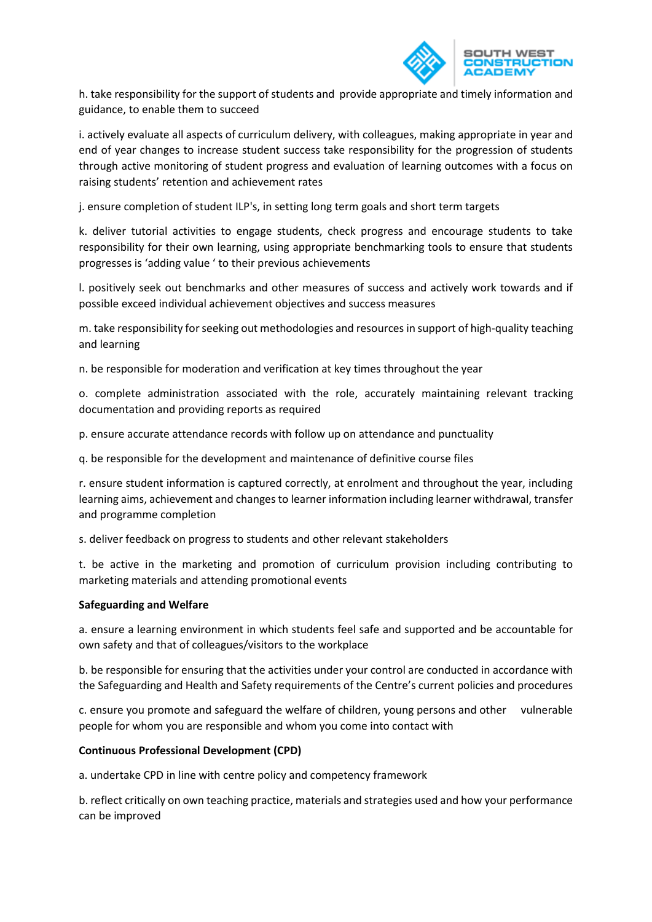h. take responsibility for the support of students and provide appropriate and timely information and guidance, to enable them to succeed

i. actively evaluate all aspects of curriculum delivery, with colleagues, making appropriate in year and end of year changes to increase student success take responsibility for the progression of students through active monitoring of student progress and evaluation of learning outcomes with a focus on raising students' retention and achievement rates

j. ensure completion of student ILP's, in setting long term goals and short term targets

k. deliver tutorial activities to engage students, check progress and encourage students to take responsibility for their own learning, using appropriate benchmarking tools to ensure that students progresses is 'adding value ' to their previous achievements

l. positively seek out benchmarks and other measures of success and actively work towards and if possible exceed individual achievement objectives and success measures

m. take responsibility for seeking out methodologies and resources in support of high-quality teaching and learning

n. be responsible for moderation and verification at key times throughout the year

o. complete administration associated with the role, accurately maintaining relevant tracking documentation and providing reports as required

p. ensure accurate attendance records with follow up on attendance and punctuality

q. be responsible for the development and maintenance of definitive course files

r. ensure student information is captured correctly, at enrolment and throughout the year, including learning aims, achievement and changes to learner information including learner withdrawal, transfer and programme completion

s. deliver feedback on progress to students and other relevant stakeholders

t. be active in the marketing and promotion of curriculum provision including contributing to marketing materials and attending promotional events

**Safeguarding and Welfare**

a. ensure a learning environment in which students feel safe and supported and be accountable for own safety and that of colleagues/visitors to the workplace

b. be responsible for ensuring that the activities under your control are conducted in accordance with the Safeguarding and Health and Safety requirements of the Centre's current policies and procedures

c. ensure you promote and safeguard the welfare of children, young persons and other vulnerable people for whom you are responsible and whom you come into contact with

**Continuous Professional Development (CPD)**

a. undertake CPD in line with centre policy and competency framework

b. reflect critically on own teaching practice, materials and strategies used and how your performance can be improved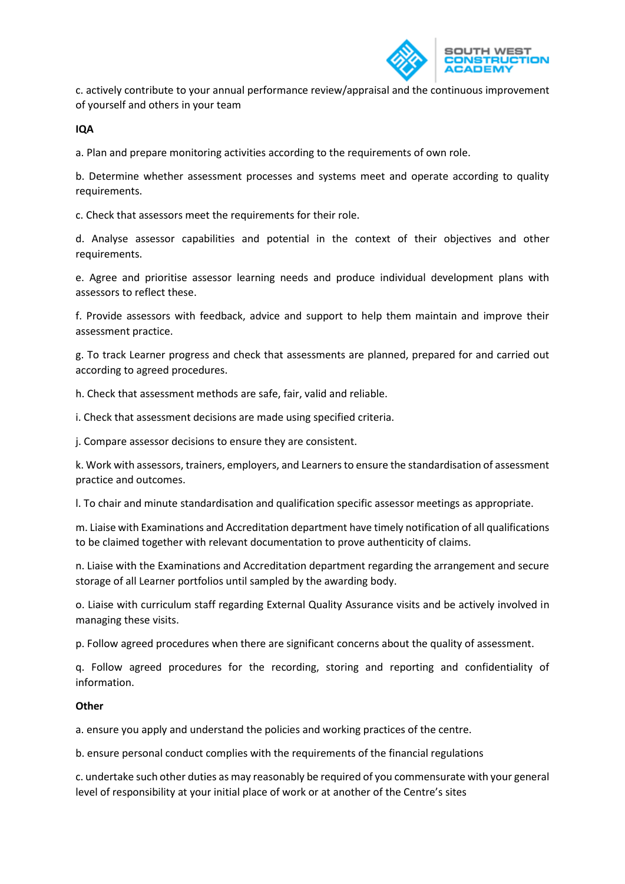c. actively contribute to your annual performance review/appraisal and the continuous improvement of yourself and others in your team

**IQA**

a. Plan and prepare monitoring activities according to the requirements of own role.

b. Determine whether assessment processes and systems meet and operate according to quality requirements.

c. Check that assessors meet the requirements for their role.

d. Analyse assessor capabilities and potential in the context of their objectives and other requirements.

e. Agree and prioritise assessor learning needs and produce individual development plans with assessors to reflect these.

f. Provide assessors with feedback, advice and support to help them maintain and improve their assessment practice.

g. To track Learner progress and check that assessments are planned, prepared for and carried out according to agreed procedures.

h. Check that assessment methods are safe, fair, valid and reliable.

i. Check that assessment decisions are made using specified criteria.

j. Compare assessor decisions to ensure they are consistent.

k. Work with assessors, trainers, employers, and Learners to ensure the standardisation of assessment practice and outcomes.

l. To chair and minute standardisation and qualification specific assessor meetings as appropriate.

m. Liaise with Examinations and Accreditation department have timely notification of all qualifications to be claimed together with relevant documentation to prove authenticity of claims.

n. Liaise with the Examinations and Accreditation department regarding the arrangement and secure storage of all Learner portfolios until sampled by the awarding body.

o. Liaise with curriculum staff regarding External Quality Assurance visits and be actively involved in managing these visits.

p. Follow agreed procedures when there are significant concerns about the quality of assessment.

q. Follow agreed procedures for the recording, storing and reporting and confidentiality of information.

**Other**

a. ensure you apply and understand the policies and working practices of the centre.

b. ensure personal conduct complies with the requirements of the financial regulations

c. undertake such other duties as may reasonably be required of you commensurate with your general level of responsibility at your initial place of work or at another of the Centre's sites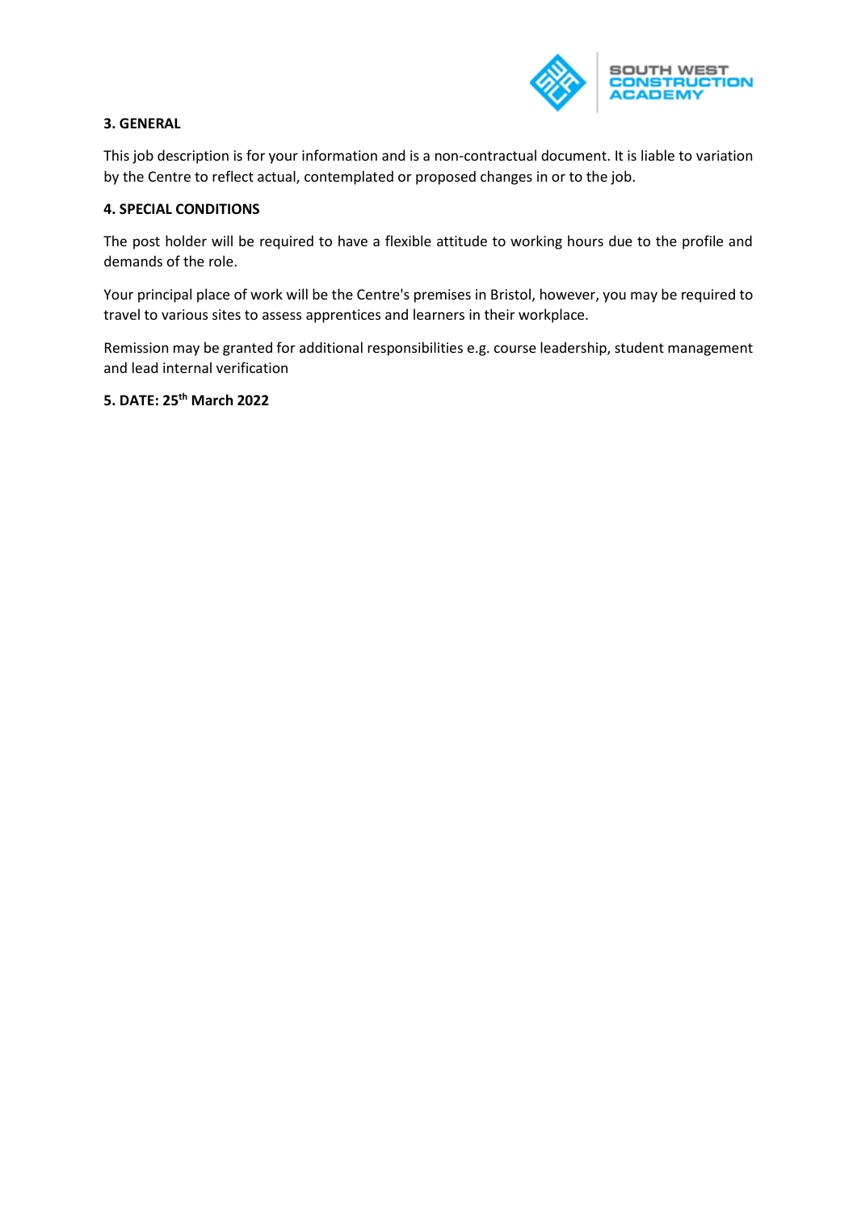### 3. GENERAL

This job description is for your information and is a non-contractual document. It is liable to variation by the Centre to reflect actual, contemplated or proposed changes in or to the job.

### 4. SPECIAL CONDITIONS

The post holder will be required to have a flexible attitude to working hours due to the profile and demands of the role.

Your principal place of work will be the Centre's premises in Bristol, however, you may be required to travel to various sites to assess apprentices and learners in their workplace.

Remission may be granted for additional responsibilities e.g. course leadership, student management and lead internal verification

### 5. DATE: 25th March 2022